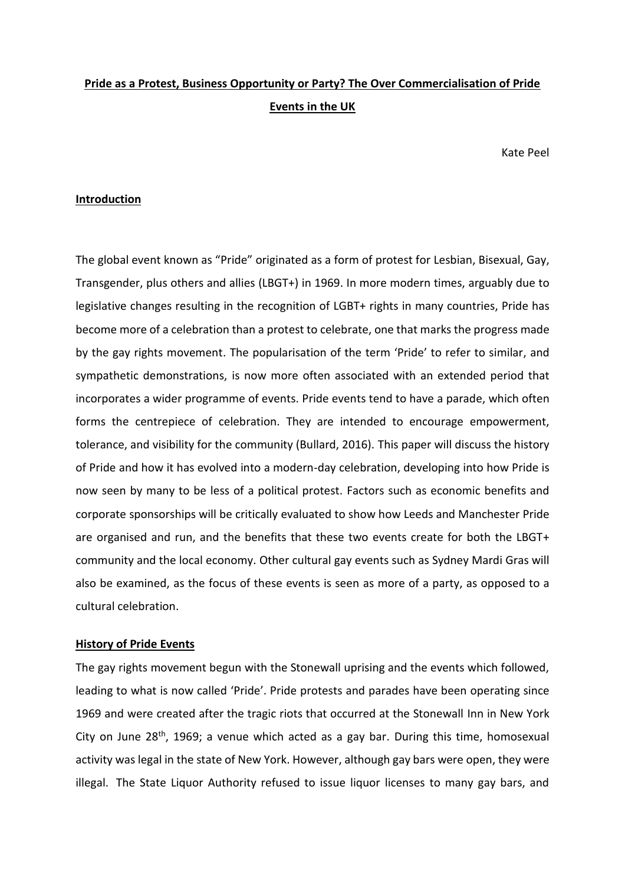# Pride as a Protest, Business Opportunity or Party? The Over Commercialisation of Pride Events in the UK

Kate Peel

## Introduction

The global event known as "Pride" originated as a form of protest for Lesbian, Bisexual, Gay, Transgender, plus others and allies (LBGT+) in 1969. In more modern times, arguably due to legislative changes resulting in the recognition of LGBT+ rights in many countries, Pride has become more of a celebration than a protest to celebrate, one that marks the progress made by the gay rights movement. The popularisation of the term 'Pride' to refer to similar, and sympathetic demonstrations, is now more often associated with an extended period that incorporates a wider programme of events. Pride events tend to have a parade, which often forms the centrepiece of celebration. They are intended to encourage empowerment, tolerance, and visibility for the community (Bullard, 2016). This paper will discuss the history of Pride and how it has evolved into a modern-day celebration, developing into how Pride is now seen by many to be less of a political protest. Factors such as economic benefits and corporate sponsorships will be critically evaluated to show how Leeds and Manchester Pride are organised and run, and the benefits that these two events create for both the LBGT+ community and the local economy. Other cultural gay events such as Sydney Mardi Gras will also be examined, as the focus of these events is seen as more of a party, as opposed to a cultural celebration.

## History of Pride Events

The gay rights movement begun with the Stonewall uprising and the events which followed, leading to what is now called 'Pride'. Pride protests and parades have been operating since 1969 and were created after the tragic riots that occurred at the Stonewall Inn in New York City on June 28th, 1969; a venue which acted as a gay bar. During this time, homosexual activity was legal in the state of New York. However, although gay bars were open, they were illegal. The State Liquor Authority refused to issue liquor licenses to many gay bars, and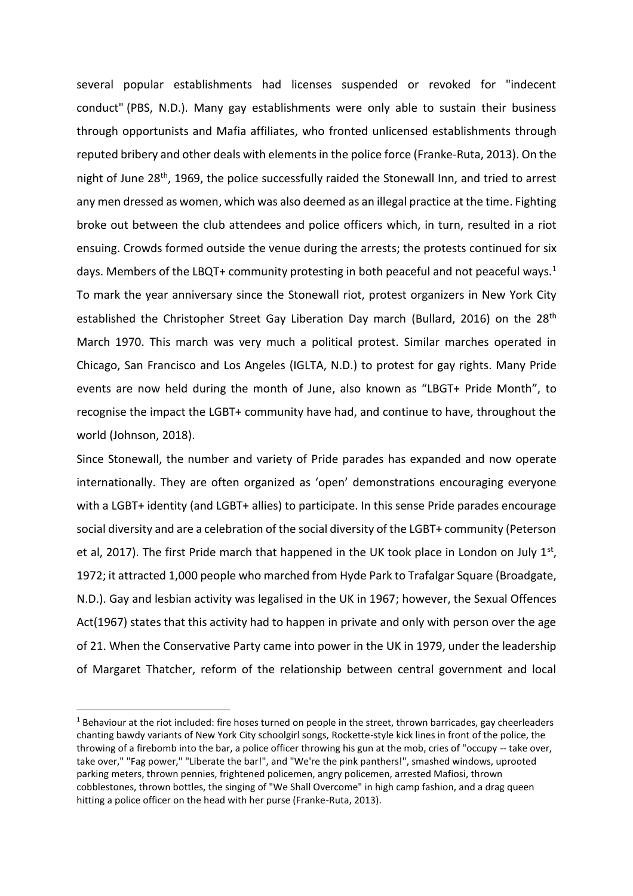several popular establishments had licenses suspended or revoked for "indecent conduct" (PBS, N.D.). Many gay establishments were only able to sustain their business through opportunists and Mafia affiliates, who fronted unlicensed establishments through reputed bribery and other deals with elements in the police force (Franke-Ruta, 2013). On the night of June 28th, 1969, the police successfully raided the Stonewall Inn, and tried to arrest any men dressed as women, which was also deemed as an illegal practice at the time. Fighting broke out between the club attendees and police officers which, in turn, resulted in a riot ensuing. Crowds formed outside the venue during the arrests; the protests continued for six days. Members of the LBQT+ community protesting in both peaceful and not peaceful ways.[1] To mark the year anniversary since the Stonewall riot, protest organizers in New York City established the Christopher Street Gay Liberation Day march (Bullard, 2016) on the 28th March 1970. This march was very much a political protest. Similar marches operated in Chicago, San Francisco and Los Angeles (IGLTA, N.D.) to protest for gay rights. Many Pride events are now held during the month of June, also known as "LBGT+ Pride Month", to recognise the impact the LGBT+ community have had, and continue to have, throughout the world (Johnson, 2018).

Since Stonewall, the number and variety of Pride parades has expanded and now operate internationally. They are often organized as 'open' demonstrations encouraging everyone with a LGBT+ identity (and LGBT+ allies) to participate. In this sense Pride parades encourage social diversity and are a celebration of the social diversity of the LGBT+ community (Peterson et al, 2017). The first Pride march that happened in the UK took place in London on July 1st, 1972; it attracted 1,000 people who marched from Hyde Park to Trafalgar Square (Broadgate, N.D.). Gay and lesbian activity was legalised in the UK in 1967; however, the Sexual Offences Act(1967) states that this activity had to happen in private and only with person over the age of 21. When the Conservative Party came into power in the UK in 1979, under the leadership of Margaret Thatcher, reform of the relationship between central government and local

[1] Behaviour at the riot included: fire hoses turned on people in the street, thrown barricades, gay cheerleaders chanting bawdy variants of New York City schoolgirl songs, Rockette-style kick lines in front of the police, the throwing of a firebomb into the bar, a police officer throwing his gun at the mob, cries of "occupy -- take over, take over," "Fag power," "Liberate the bar!", and "We're the pink panthers!", smashed windows, uprooted parking meters, thrown pennies, frightened policemen, angry policemen, arrested Mafiosi, thrown cobblestones, thrown bottles, the singing of "We Shall Overcome" in high camp fashion, and a drag queen hitting a police officer on the head with her purse (Franke-Ruta, 2013).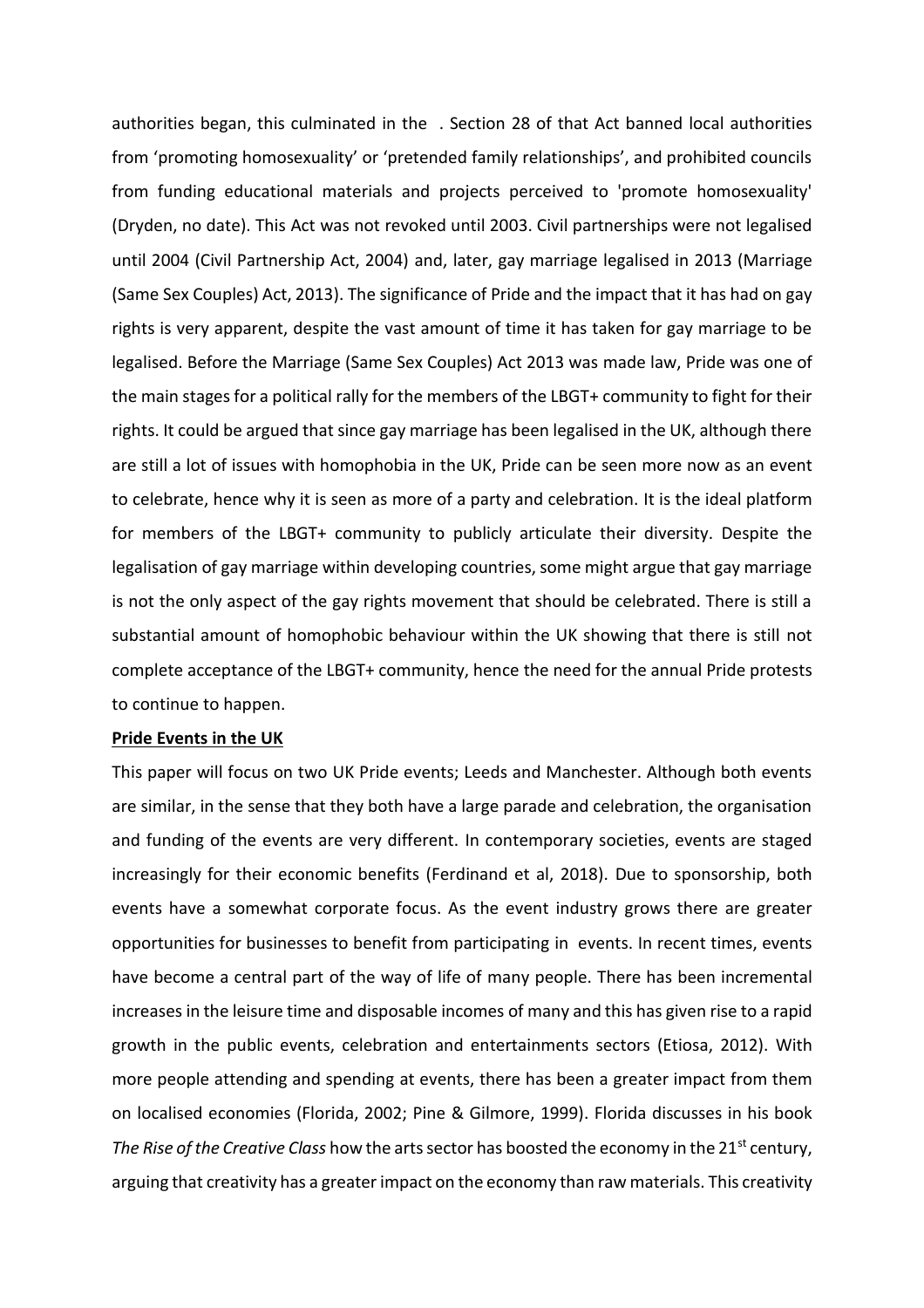authorities began, this culminated in the . Section 28 of that Act banned local authorities from 'promoting homosexuality' or 'pretended family relationships', and prohibited councils from funding educational materials and projects perceived to 'promote homosexuality' (Dryden, no date). This Act was not revoked until 2003. Civil partnerships were not legalised until 2004 (Civil Partnership Act, 2004) and, later, gay marriage legalised in 2013 (Marriage (Same Sex Couples) Act, 2013). The significance of Pride and the impact that it has had on gay rights is very apparent, despite the vast amount of time it has taken for gay marriage to be legalised. Before the Marriage (Same Sex Couples) Act 2013 was made law, Pride was one of the main stages for a political rally for the members of the LBGT+ community to fight for their rights. It could be argued that since gay marriage has been legalised in the UK, although there are still a lot of issues with homophobia in the UK, Pride can be seen more now as an event to celebrate, hence why it is seen as more of a party and celebration. It is the ideal platform for members of the LBGT+ community to publicly articulate their diversity. Despite the legalisation of gay marriage within developing countries, some might argue that gay marriage is not the only aspect of the gay rights movement that should be celebrated. There is still a substantial amount of homophobic behaviour within the UK showing that there is still not complete acceptance of the LBGT+ community, hence the need for the annual Pride protests to continue to happen.

**Pride Events in the UK**

This paper will focus on two UK Pride events; Leeds and Manchester. Although both events are similar, in the sense that they both have a large parade and celebration, the organisation and funding of the events are very different. In contemporary societies, events are staged increasingly for their economic benefits (Ferdinand et al, 2018). Due to sponsorship, both events have a somewhat corporate focus. As the event industry grows there are greater opportunities for businesses to benefit from participating in events. In recent times, events have become a central part of the way of life of many people. There has been incremental increases in the leisure time and disposable incomes of many and this has given rise to a rapid growth in the public events, celebration and entertainments sectors (Etiosa, 2012). With more people attending and spending at events, there has been a greater impact from them on localised economies (Florida, 2002; Pine & Gilmore, 1999). Florida discusses in his book *The Rise of the Creative Class* how the arts sector has boosted the economy in the 21st century, arguing that creativity has a greater impact on the economy than raw materials. This creativity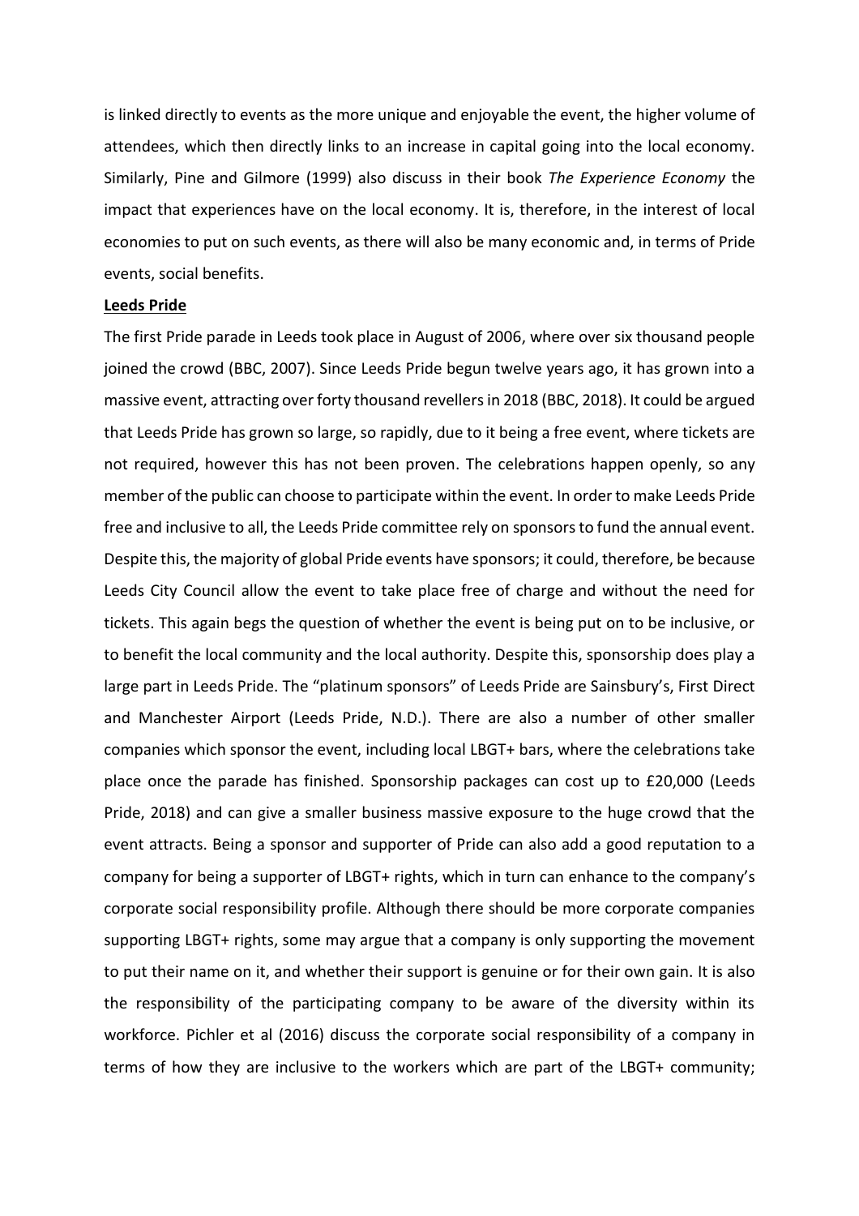is linked directly to events as the more unique and enjoyable the event, the higher volume of attendees, which then directly links to an increase in capital going into the local economy. Similarly, Pine and Gilmore (1999) also discuss in their book *The Experience Economy* the impact that experiences have on the local economy. It is, therefore, in the interest of local economies to put on such events, as there will also be many economic and, in terms of Pride events, social benefits.

**Leeds Pride**

The first Pride parade in Leeds took place in August of 2006, where over six thousand people joined the crowd (BBC, 2007). Since Leeds Pride begun twelve years ago, it has grown into a massive event, attracting over forty thousand revellers in 2018 (BBC, 2018). It could be argued that Leeds Pride has grown so large, so rapidly, due to it being a free event, where tickets are not required, however this has not been proven. The celebrations happen openly, so any member of the public can choose to participate within the event. In order to make Leeds Pride free and inclusive to all, the Leeds Pride committee rely on sponsors to fund the annual event. Despite this, the majority of global Pride events have sponsors; it could, therefore, be because Leeds City Council allow the event to take place free of charge and without the need for tickets. This again begs the question of whether the event is being put on to be inclusive, or to benefit the local community and the local authority. Despite this, sponsorship does play a large part in Leeds Pride. The "platinum sponsors" of Leeds Pride are Sainsbury's, First Direct and Manchester Airport (Leeds Pride, N.D.). There are also a number of other smaller companies which sponsor the event, including local LBGT+ bars, where the celebrations take place once the parade has finished. Sponsorship packages can cost up to £20,000 (Leeds Pride, 2018) and can give a smaller business massive exposure to the huge crowd that the event attracts. Being a sponsor and supporter of Pride can also add a good reputation to a company for being a supporter of LBGT+ rights, which in turn can enhance to the company's corporate social responsibility profile. Although there should be more corporate companies supporting LBGT+ rights, some may argue that a company is only supporting the movement to put their name on it, and whether their support is genuine or for their own gain. It is also the responsibility of the participating company to be aware of the diversity within its workforce. Pichler et al (2016) discuss the corporate social responsibility of a company in terms of how they are inclusive to the workers which are part of the LBGT+ community;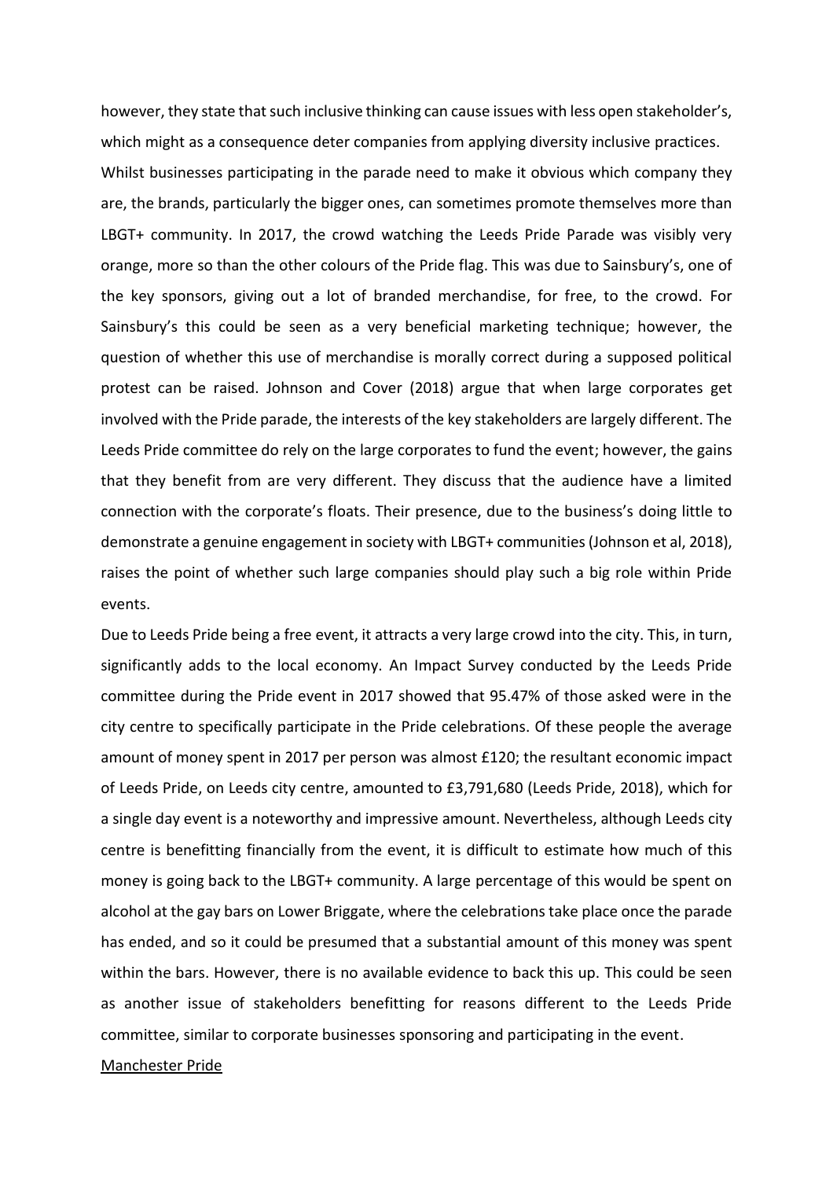however, they state that such inclusive thinking can cause issues with less open stakeholder's, which might as a consequence deter companies from applying diversity inclusive practices.

Whilst businesses participating in the parade need to make it obvious which company they are, the brands, particularly the bigger ones, can sometimes promote themselves more than LBGT+ community. In 2017, the crowd watching the Leeds Pride Parade was visibly very orange, more so than the other colours of the Pride flag. This was due to Sainsbury's, one of the key sponsors, giving out a lot of branded merchandise, for free, to the crowd. For Sainsbury's this could be seen as a very beneficial marketing technique; however, the question of whether this use of merchandise is morally correct during a supposed political protest can be raised. Johnson and Cover (2018) argue that when large corporates get involved with the Pride parade, the interests of the key stakeholders are largely different. The Leeds Pride committee do rely on the large corporates to fund the event; however, the gains that they benefit from are very different. They discuss that the audience have a limited connection with the corporate's floats. Their presence, due to the business's doing little to demonstrate a genuine engagement in society with LBGT+ communities (Johnson et al, 2018), raises the point of whether such large companies should play such a big role within Pride events.

Due to Leeds Pride being a free event, it attracts a very large crowd into the city. This, in turn, significantly adds to the local economy. An Impact Survey conducted by the Leeds Pride committee during the Pride event in 2017 showed that 95.47% of those asked were in the city centre to specifically participate in the Pride celebrations. Of these people the average amount of money spent in 2017 per person was almost £120; the resultant economic impact of Leeds Pride, on Leeds city centre, amounted to £3,791,680 (Leeds Pride, 2018), which for a single day event is a noteworthy and impressive amount. Nevertheless, although Leeds city centre is benefitting financially from the event, it is difficult to estimate how much of this money is going back to the LBGT+ community. A large percentage of this would be spent on alcohol at the gay bars on Lower Briggate, where the celebrations take place once the parade has ended, and so it could be presumed that a substantial amount of this money was spent within the bars. However, there is no available evidence to back this up. This could be seen as another issue of stakeholders benefitting for reasons different to the Leeds Pride committee, similar to corporate businesses sponsoring and participating in the event.

Manchester Pride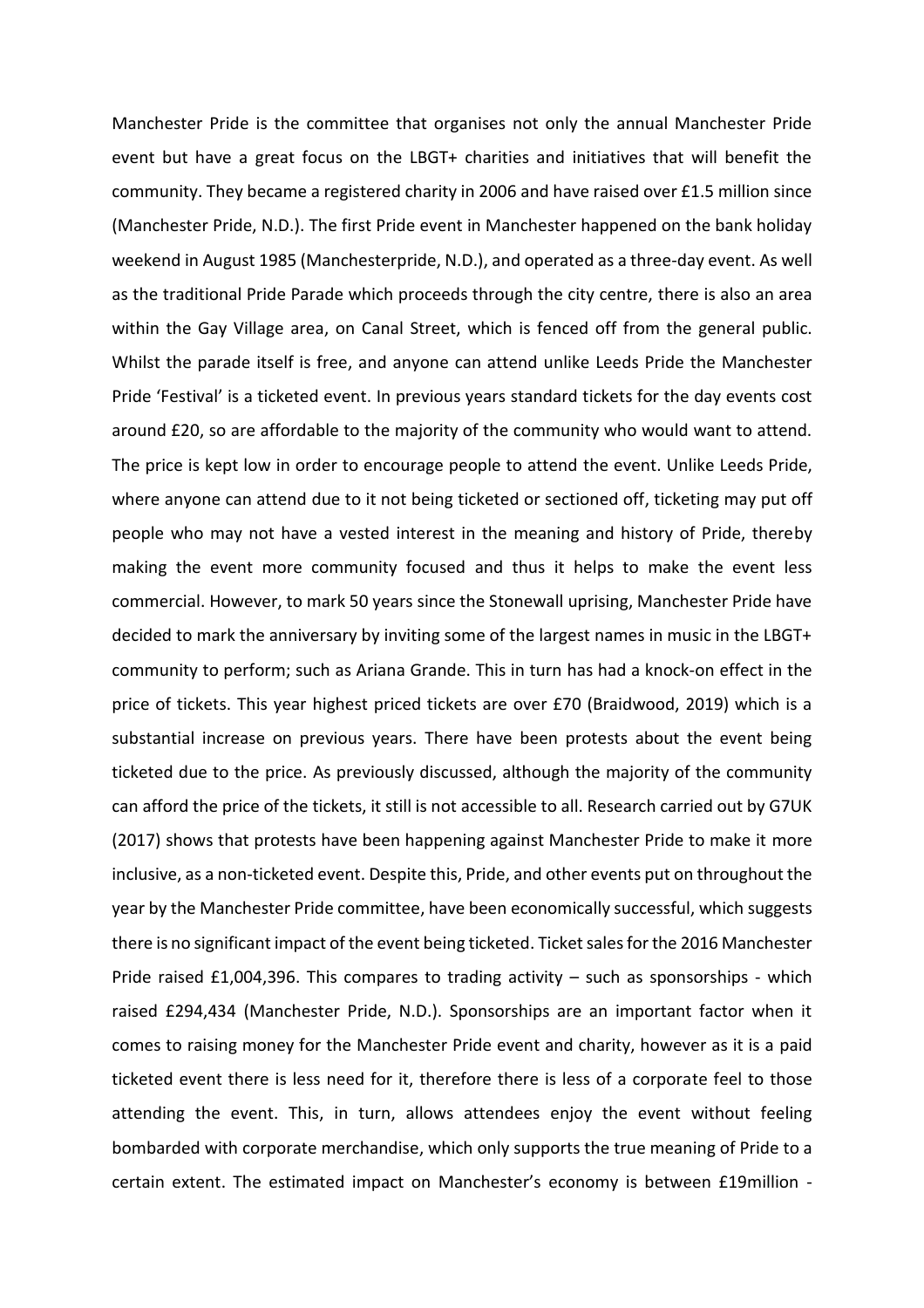Manchester Pride is the committee that organises not only the annual Manchester Pride event but have a great focus on the LBGT+ charities and initiatives that will benefit the community. They became a registered charity in 2006 and have raised over £1.5 million since (Manchester Pride, N.D.). The first Pride event in Manchester happened on the bank holiday weekend in August 1985 (Manchesterpride, N.D.), and operated as a three-day event. As well as the traditional Pride Parade which proceeds through the city centre, there is also an area within the Gay Village area, on Canal Street, which is fenced off from the general public. Whilst the parade itself is free, and anyone can attend unlike Leeds Pride the Manchester Pride 'Festival' is a ticketed event. In previous years standard tickets for the day events cost around £20, so are affordable to the majority of the community who would want to attend. The price is kept low in order to encourage people to attend the event. Unlike Leeds Pride, where anyone can attend due to it not being ticketed or sectioned off, ticketing may put off people who may not have a vested interest in the meaning and history of Pride, thereby making the event more community focused and thus it helps to make the event less commercial. However, to mark 50 years since the Stonewall uprising, Manchester Pride have decided to mark the anniversary by inviting some of the largest names in music in the LBGT+ community to perform; such as Ariana Grande. This in turn has had a knock-on effect in the price of tickets. This year highest priced tickets are over £70 (Braidwood, 2019) which is a substantial increase on previous years. There have been protests about the event being ticketed due to the price. As previously discussed, although the majority of the community can afford the price of the tickets, it still is not accessible to all. Research carried out by G7UK (2017) shows that protests have been happening against Manchester Pride to make it more inclusive, as a non-ticketed event. Despite this, Pride, and other events put on throughout the year by the Manchester Pride committee, have been economically successful, which suggests there is no significant impact of the event being ticketed. Ticket sales for the 2016 Manchester Pride raised £1,004,396. This compares to trading activity – such as sponsorships - which raised £294,434 (Manchester Pride, N.D.). Sponsorships are an important factor when it comes to raising money for the Manchester Pride event and charity, however as it is a paid ticketed event there is less need for it, therefore there is less of a corporate feel to those attending the event. This, in turn, allows attendees enjoy the event without feeling bombarded with corporate merchandise, which only supports the true meaning of Pride to a certain extent. The estimated impact on Manchester's economy is between £19million -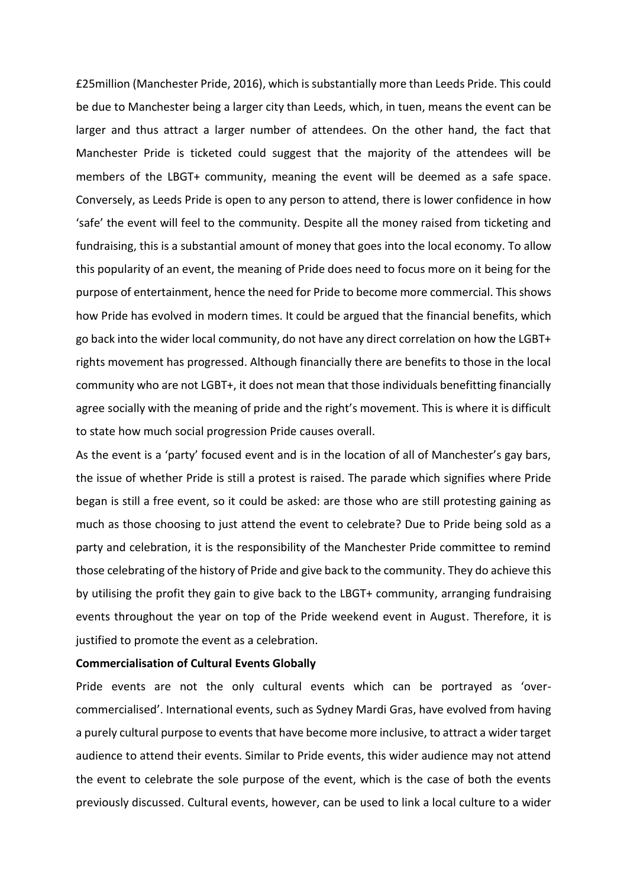£25million (Manchester Pride, 2016), which is substantially more than Leeds Pride. This could be due to Manchester being a larger city than Leeds, which, in tuen, means the event can be larger and thus attract a larger number of attendees. On the other hand, the fact that Manchester Pride is ticketed could suggest that the majority of the attendees will be members of the LBGT+ community, meaning the event will be deemed as a safe space. Conversely, as Leeds Pride is open to any person to attend, there is lower confidence in how 'safe' the event will feel to the community. Despite all the money raised from ticketing and fundraising, this is a substantial amount of money that goes into the local economy. To allow this popularity of an event, the meaning of Pride does need to focus more on it being for the purpose of entertainment, hence the need for Pride to become more commercial. This shows how Pride has evolved in modern times. It could be argued that the financial benefits, which go back into the wider local community, do not have any direct correlation on how the LGBT+ rights movement has progressed. Although financially there are benefits to those in the local community who are not LGBT+, it does not mean that those individuals benefitting financially agree socially with the meaning of pride and the right's movement. This is where it is difficult to state how much social progression Pride causes overall.

As the event is a 'party' focused event and is in the location of all of Manchester's gay bars, the issue of whether Pride is still a protest is raised. The parade which signifies where Pride began is still a free event, so it could be asked: are those who are still protesting gaining as much as those choosing to just attend the event to celebrate? Due to Pride being sold as a party and celebration, it is the responsibility of the Manchester Pride committee to remind those celebrating of the history of Pride and give back to the community. They do achieve this by utilising the profit they gain to give back to the LBGT+ community, arranging fundraising events throughout the year on top of the Pride weekend event in August. Therefore, it is justified to promote the event as a celebration.

**Commercialisation of Cultural Events Globally**

Pride events are not the only cultural events which can be portrayed as 'over-commercialised'. International events, such as Sydney Mardi Gras, have evolved from having a purely cultural purpose to events that have become more inclusive, to attract a wider target audience to attend their events. Similar to Pride events, this wider audience may not attend the event to celebrate the sole purpose of the event, which is the case of both the events previously discussed. Cultural events, however, can be used to link a local culture to a wider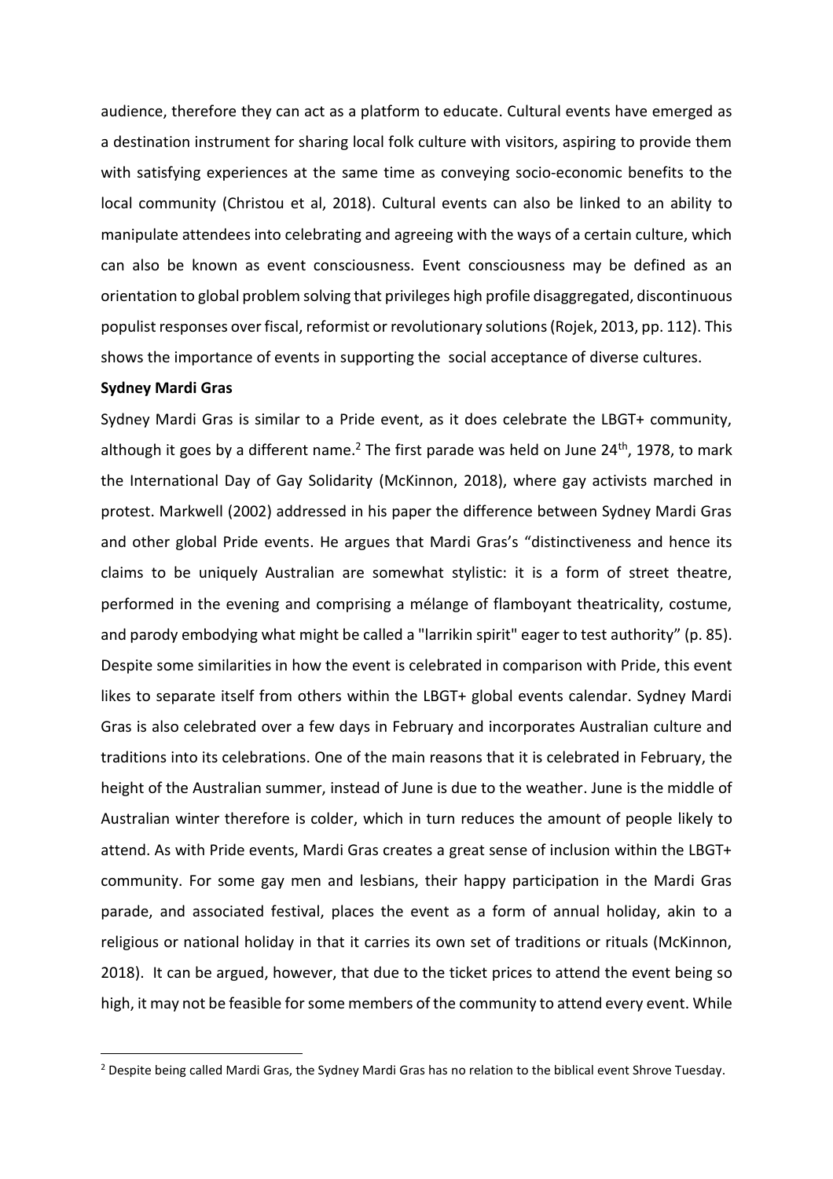audience, therefore they can act as a platform to educate. Cultural events have emerged as a destination instrument for sharing local folk culture with visitors, aspiring to provide them with satisfying experiences at the same time as conveying socio-economic benefits to the local community (Christou et al, 2018). Cultural events can also be linked to an ability to manipulate attendees into celebrating and agreeing with the ways of a certain culture, which can also be known as event consciousness. Event consciousness may be defined as an orientation to global problem solving that privileges high profile disaggregated, discontinuous populist responses over fiscal, reformist or revolutionary solutions (Rojek, 2013, pp. 112). This shows the importance of events in supporting the social acceptance of diverse cultures.

**Sydney Mardi Gras**

Sydney Mardi Gras is similar to a Pride event, as it does celebrate the LBGT+ community, although it goes by a different name.[2] The first parade was held on June 24th, 1978, to mark the International Day of Gay Solidarity (McKinnon, 2018), where gay activists marched in protest. Markwell (2002) addressed in his paper the difference between Sydney Mardi Gras and other global Pride events. He argues that Mardi Gras's "distinctiveness and hence its claims to be uniquely Australian are somewhat stylistic: it is a form of street theatre, performed in the evening and comprising a mélange of flamboyant theatricality, costume, and parody embodying what might be called a "larrikin spirit" eager to test authority" (p. 85). Despite some similarities in how the event is celebrated in comparison with Pride, this event likes to separate itself from others within the LBGT+ global events calendar. Sydney Mardi Gras is also celebrated over a few days in February and incorporates Australian culture and traditions into its celebrations. One of the main reasons that it is celebrated in February, the height of the Australian summer, instead of June is due to the weather. June is the middle of Australian winter therefore is colder, which in turn reduces the amount of people likely to attend. As with Pride events, Mardi Gras creates a great sense of inclusion within the LBGT+ community. For some gay men and lesbians, their happy participation in the Mardi Gras parade, and associated festival, places the event as a form of annual holiday, akin to a religious or national holiday in that it carries its own set of traditions or rituals (McKinnon, 2018). It can be argued, however, that due to the ticket prices to attend the event being so high, it may not be feasible for some members of the community to attend every event. While

[2] Despite being called Mardi Gras, the Sydney Mardi Gras has no relation to the biblical event Shrove Tuesday.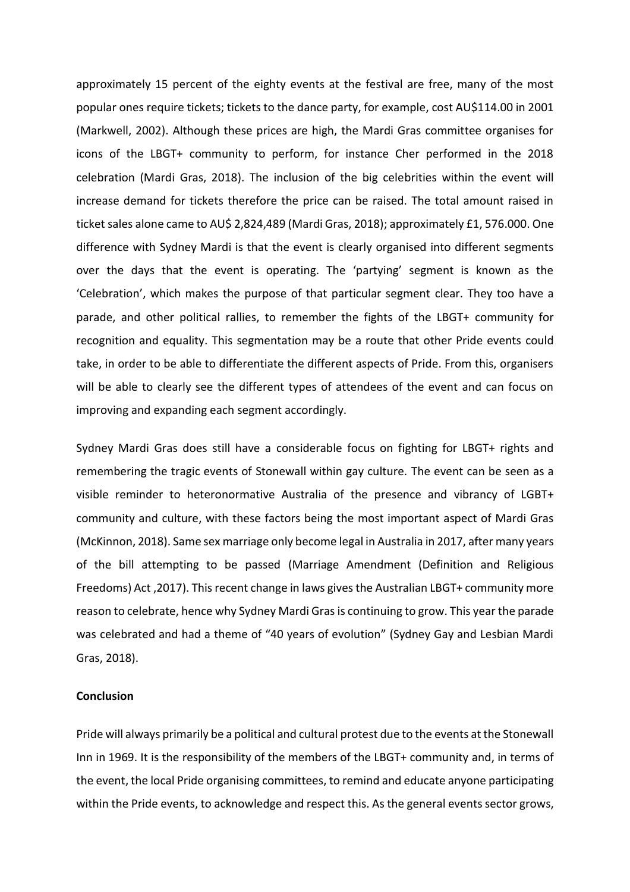approximately 15 percent of the eighty events at the festival are free, many of the most popular ones require tickets; tickets to the dance party, for example, cost AU$114.00 in 2001 (Markwell, 2002). Although these prices are high, the Mardi Gras committee organises for icons of the LBGT+ community to perform, for instance Cher performed in the 2018 celebration (Mardi Gras, 2018). The inclusion of the big celebrities within the event will increase demand for tickets therefore the price can be raised. The total amount raised in ticket sales alone came to AU$ 2,824,489 (Mardi Gras, 2018); approximately £1, 576.000. One difference with Sydney Mardi is that the event is clearly organised into different segments over the days that the event is operating. The 'partying' segment is known as the 'Celebration', which makes the purpose of that particular segment clear. They too have a parade, and other political rallies, to remember the fights of the LBGT+ community for recognition and equality. This segmentation may be a route that other Pride events could take, in order to be able to differentiate the different aspects of Pride. From this, organisers will be able to clearly see the different types of attendees of the event and can focus on improving and expanding each segment accordingly.

Sydney Mardi Gras does still have a considerable focus on fighting for LBGT+ rights and remembering the tragic events of Stonewall within gay culture. The event can be seen as a visible reminder to heteronormative Australia of the presence and vibrancy of LGBT+ community and culture, with these factors being the most important aspect of Mardi Gras (McKinnon, 2018). Same sex marriage only become legal in Australia in 2017, after many years of the bill attempting to be passed (Marriage Amendment (Definition and Religious Freedoms) Act ,2017). This recent change in laws gives the Australian LBGT+ community more reason to celebrate, hence why Sydney Mardi Gras is continuing to grow. This year the parade was celebrated and had a theme of "40 years of evolution" (Sydney Gay and Lesbian Mardi Gras, 2018).

**Conclusion**

Pride will always primarily be a political and cultural protest due to the events at the Stonewall Inn in 1969. It is the responsibility of the members of the LBGT+ community and, in terms of the event, the local Pride organising committees, to remind and educate anyone participating within the Pride events, to acknowledge and respect this. As the general events sector grows,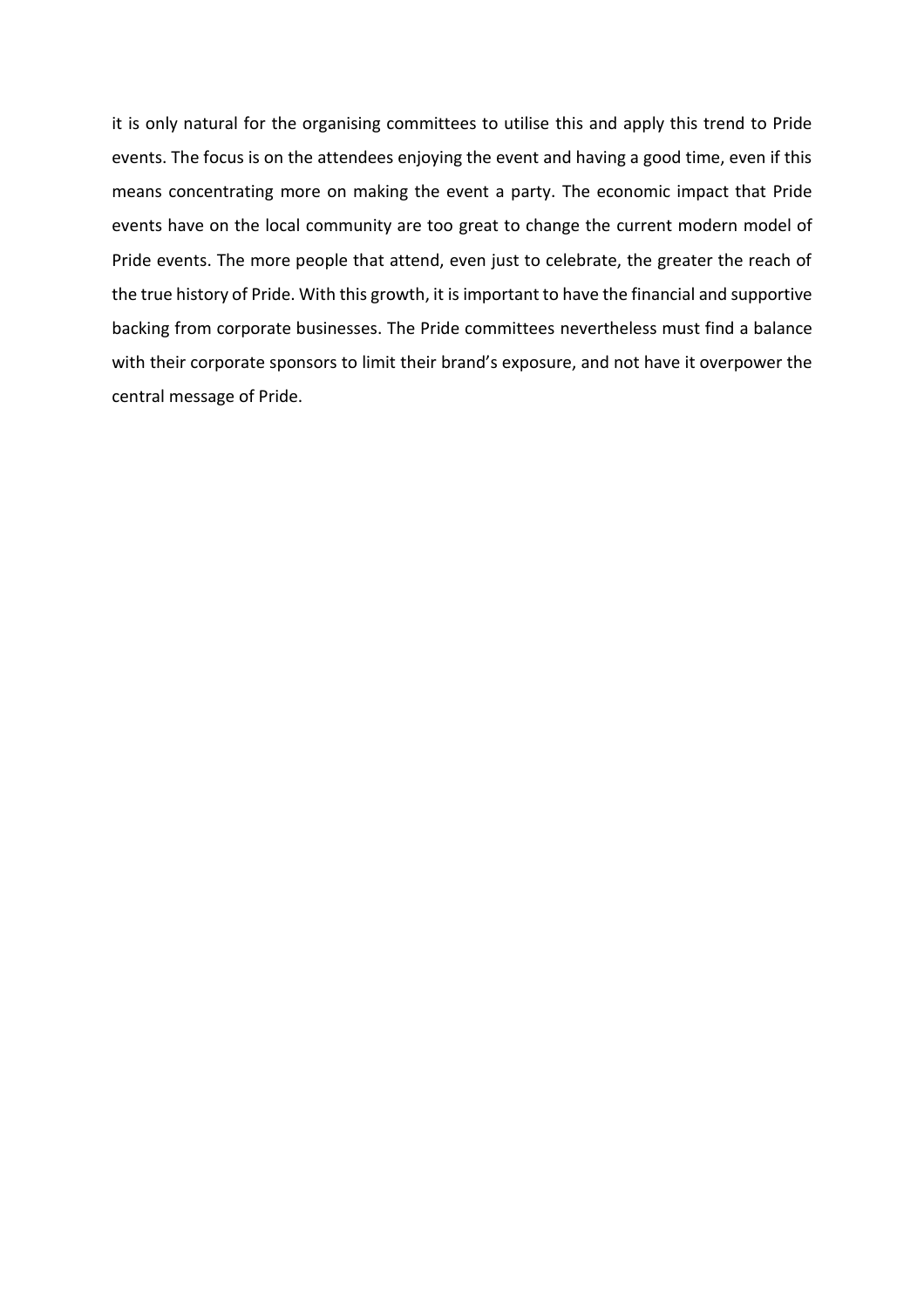it is only natural for the organising committees to utilise this and apply this trend to Pride events. The focus is on the attendees enjoying the event and having a good time, even if this means concentrating more on making the event a party. The economic impact that Pride events have on the local community are too great to change the current modern model of Pride events. The more people that attend, even just to celebrate, the greater the reach of the true history of Pride. With this growth, it is important to have the financial and supportive backing from corporate businesses. The Pride committees nevertheless must find a balance with their corporate sponsors to limit their brand's exposure, and not have it overpower the central message of Pride.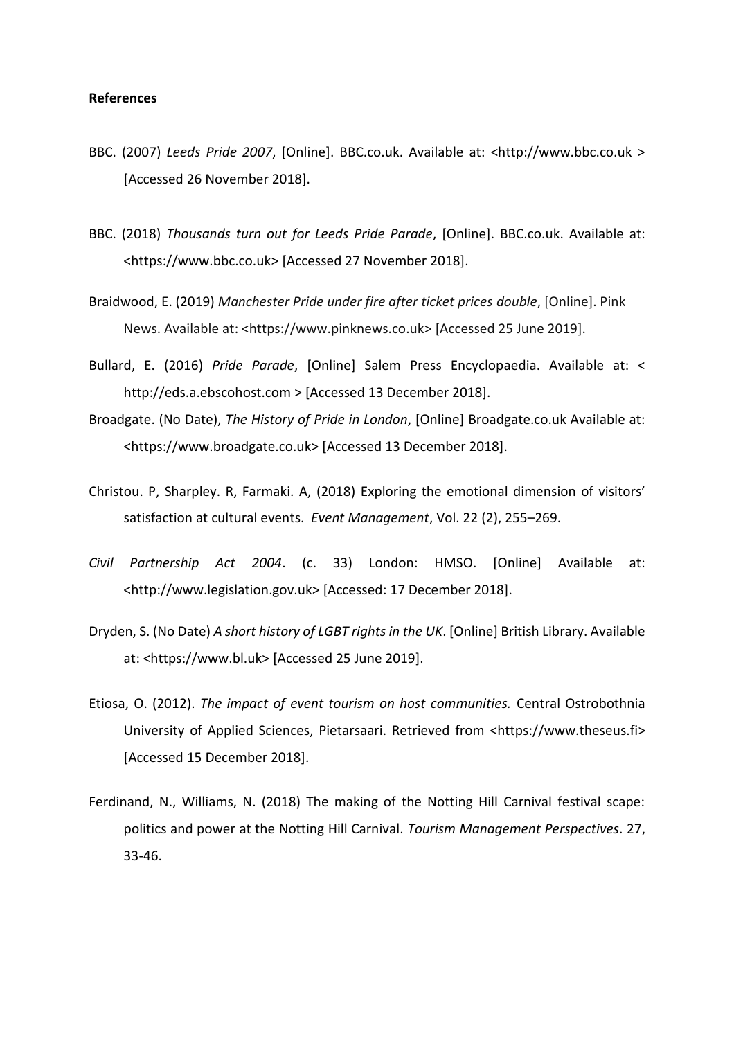**References**

BBC. (2007) *Leeds Pride 2007*, [Online]. BBC.co.uk. Available at: <http://www.bbc.co.uk > [Accessed 26 November 2018].

BBC. (2018) *Thousands turn out for Leeds Pride Parade*, [Online]. BBC.co.uk. Available at: <https://www.bbc.co.uk> [Accessed 27 November 2018].

Braidwood, E. (2019) *Manchester Pride under fire after ticket prices double*, [Online]. Pink News. Available at: <https://www.pinknews.co.uk> [Accessed 25 June 2019].

Bullard, E. (2016) *Pride Parade*, [Online] Salem Press Encyclopaedia. Available at: < http://eds.a.ebscohost.com > [Accessed 13 December 2018].

Broadgate. (No Date), *The History of Pride in London*, [Online] Broadgate.co.uk Available at: <https://www.broadgate.co.uk> [Accessed 13 December 2018].

Christou. P, Sharpley. R, Farmaki. A, (2018) Exploring the emotional dimension of visitors' satisfaction at cultural events. *Event Management*, Vol. 22 (2), 255–269.

*Civil Partnership Act 2004*. (c. 33) London: HMSO. [Online] Available at: <http://www.legislation.gov.uk> [Accessed: 17 December 2018].

Dryden, S. (No Date) *A short history of LGBT rights in the UK*. [Online] British Library. Available at: <https://www.bl.uk> [Accessed 25 June 2019].

Etiosa, O. (2012). *The impact of event tourism on host communities.* Central Ostrobothnia University of Applied Sciences, Pietarsaari. Retrieved from <https://www.theseus.fi> [Accessed 15 December 2018].

Ferdinand, N., Williams, N. (2018) The making of the Notting Hill Carnival festival scape: politics and power at the Notting Hill Carnival. *Tourism Management Perspectives*. 27, 33-46.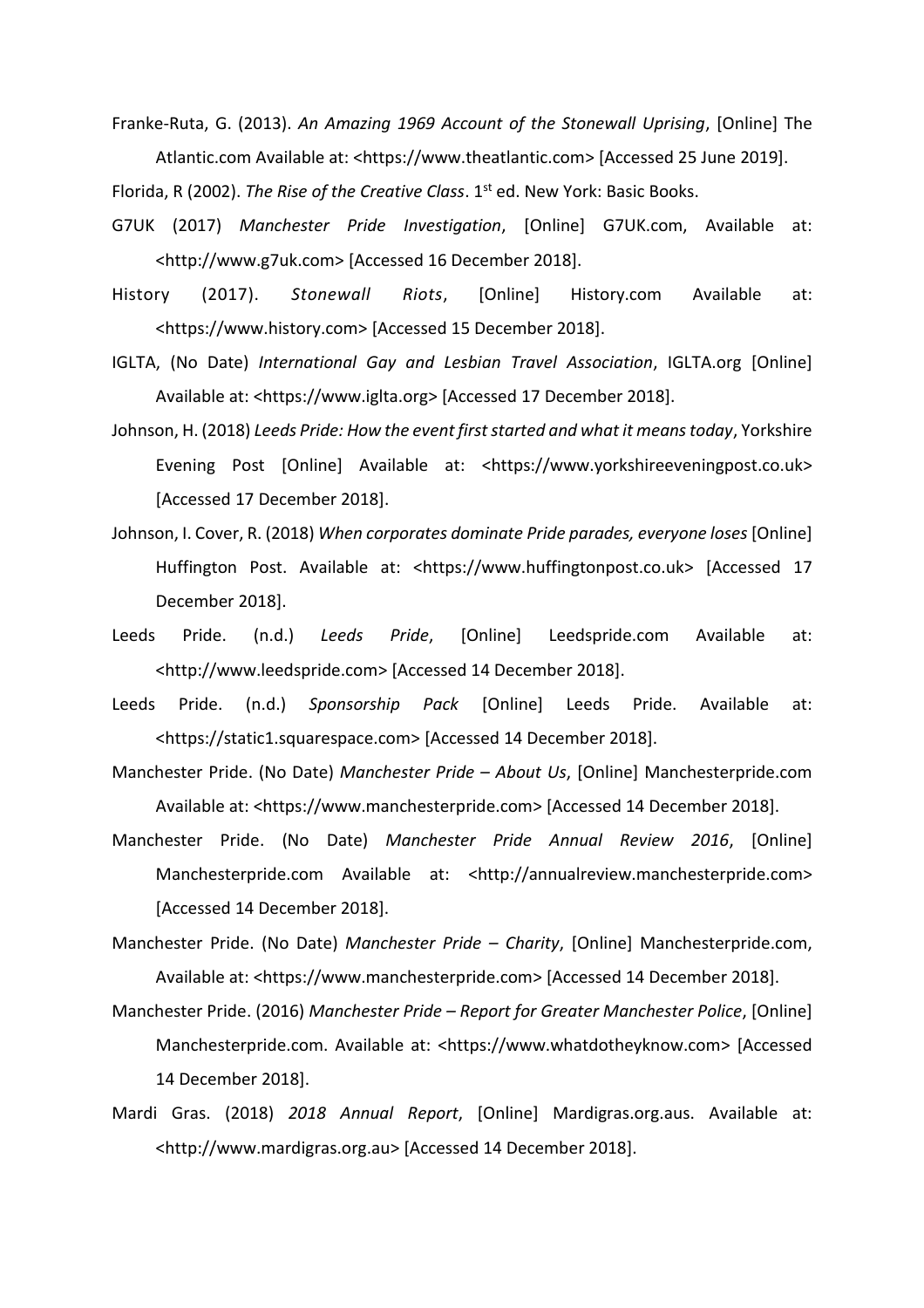Franke-Ruta, G. (2013). *An Amazing 1969 Account of the Stonewall Uprising*, [Online] The Atlantic.com Available at: <https://www.theatlantic.com> [Accessed 25 June 2019].

Florida, R (2002). *The Rise of the Creative Class*. 1st ed. New York: Basic Books.

G7UK (2017) *Manchester Pride Investigation*, [Online] G7UK.com, Available at: <http://www.g7uk.com> [Accessed 16 December 2018].

History (2017). *Stonewall Riots*, [Online] History.com Available at: <https://www.history.com> [Accessed 15 December 2018].

IGLTA, (No Date) *International Gay and Lesbian Travel Association*, IGLTA.org [Online] Available at: <https://www.iglta.org> [Accessed 17 December 2018].

Johnson, H. (2018) *Leeds Pride: How the event first started and what it means today*, Yorkshire Evening Post [Online] Available at: <https://www.yorkshireeveningpost.co.uk> [Accessed 17 December 2018].

Johnson, I. Cover, R. (2018) *When corporates dominate Pride parades, everyone loses* [Online] Huffington Post. Available at: <https://www.huffingtonpost.co.uk> [Accessed 17 December 2018].

Leeds Pride. (n.d.) *Leeds Pride*, [Online] Leedspride.com Available at: <http://www.leedspride.com> [Accessed 14 December 2018].

Leeds Pride. (n.d.) *Sponsorship Pack* [Online] Leeds Pride. Available at: <https://static1.squarespace.com> [Accessed 14 December 2018].

Manchester Pride. (No Date) *Manchester Pride – About Us*, [Online] Manchesterpride.com Available at: <https://www.manchesterpride.com> [Accessed 14 December 2018].

Manchester Pride. (No Date) *Manchester Pride Annual Review 2016*, [Online] Manchesterpride.com Available at: <http://annualreview.manchesterpride.com> [Accessed 14 December 2018].

Manchester Pride. (No Date) *Manchester Pride – Charity*, [Online] Manchesterpride.com, Available at: <https://www.manchesterpride.com> [Accessed 14 December 2018].

Manchester Pride. (2016) *Manchester Pride – Report for Greater Manchester Police*, [Online] Manchesterpride.com. Available at: <https://www.whatdotheyknow.com> [Accessed 14 December 2018].

Mardi Gras. (2018) *2018 Annual Report*, [Online] Mardigras.org.aus. Available at: <http://www.mardigras.org.au> [Accessed 14 December 2018].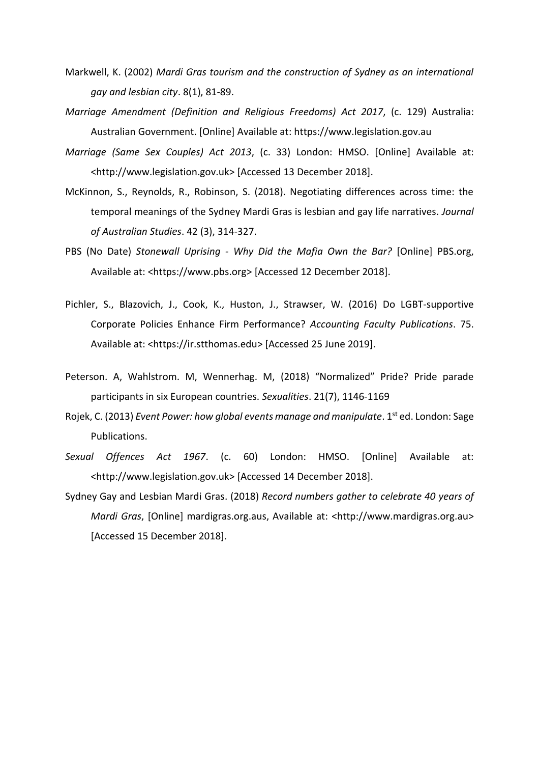Markwell, K. (2002) *Mardi Gras tourism and the construction of Sydney as an international gay and lesbian city*. 8(1), 81-89.

*Marriage Amendment (Definition and Religious Freedoms) Act 2017*, (c. 129) Australia: Australian Government. [Online] Available at: https://www.legislation.gov.au

*Marriage (Same Sex Couples) Act 2013*, (c. 33) London: HMSO. [Online] Available at: <http://www.legislation.gov.uk> [Accessed 13 December 2018].

McKinnon, S., Reynolds, R., Robinson, S. (2018). Negotiating differences across time: the temporal meanings of the Sydney Mardi Gras is lesbian and gay life narratives. *Journal of Australian Studies*. 42 (3), 314-327.

PBS (No Date) *Stonewall Uprising - Why Did the Mafia Own the Bar?* [Online] PBS.org, Available at: <https://www.pbs.org> [Accessed 12 December 2018].

Pichler, S., Blazovich, J., Cook, K., Huston, J., Strawser, W. (2016) Do LGBT-supportive Corporate Policies Enhance Firm Performance? *Accounting Faculty Publications*. 75. Available at: <https://ir.stthomas.edu> [Accessed 25 June 2019].

Peterson. A, Wahlstrom. M, Wennerhag. M, (2018) "Normalized" Pride? Pride parade participants in six European countries. *Sexualities*. 21(7), 1146-1169

Rojek, C. (2013) *Event Power: how global events manage and manipulate*. 1st ed. London: Sage Publications.

*Sexual Offences Act 1967*. (c. 60) London: HMSO. [Online] Available at: <http://www.legislation.gov.uk> [Accessed 14 December 2018].

Sydney Gay and Lesbian Mardi Gras. (2018) *Record numbers gather to celebrate 40 years of Mardi Gras*, [Online] mardigras.org.aus, Available at: <http://www.mardigras.org.au> [Accessed 15 December 2018].